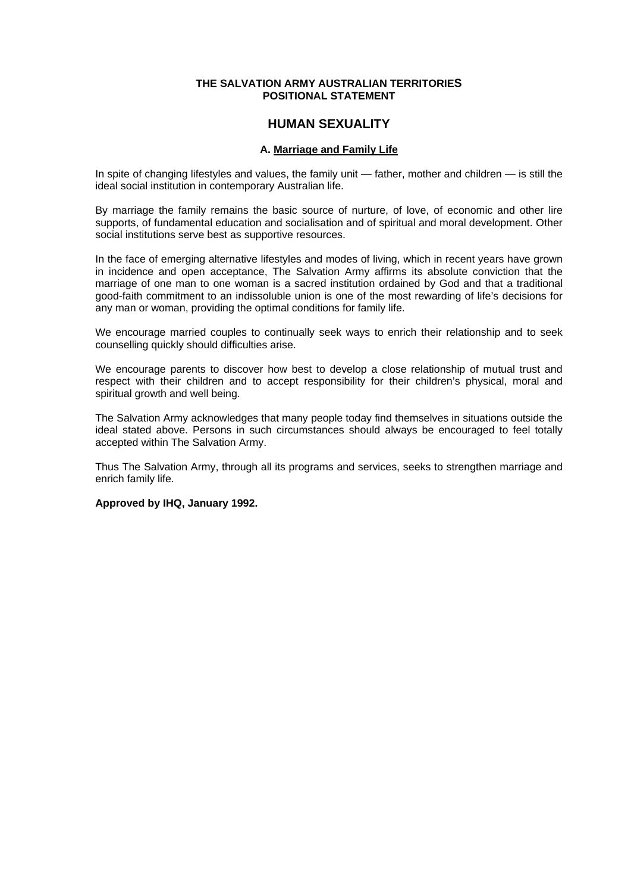**THE SALVATION ARMY AUSTRALIAN TERRITORIES**
**POSITIONAL STATEMENT**

# HUMAN SEXUALITY

## A. Marriage and Family Life

In spite of changing lifestyles and values, the family unit — father, mother and children — is still the ideal social institution in contemporary Australian life.

By marriage the family remains the basic source of nurture, of love, of economic and other lire supports, of fundamental education and socialisation and of spiritual and moral development. Other social institutions serve best as supportive resources.

In the face of emerging alternative lifestyles and modes of living, which in recent years have grown in incidence and open acceptance, The Salvation Army affirms its absolute conviction that the marriage of one man to one woman is a sacred institution ordained by God and that a traditional good-faith commitment to an indissoluble union is one of the most rewarding of life's decisions for any man or woman, providing the optimal conditions for family life.

We encourage married couples to continually seek ways to enrich their relationship and to seek counselling quickly should difficulties arise.

We encourage parents to discover how best to develop a close relationship of mutual trust and respect with their children and to accept responsibility for their children's physical, moral and spiritual growth and well being.

The Salvation Army acknowledges that many people today find themselves in situations outside the ideal stated above. Persons in such circumstances should always be encouraged to feel totally accepted within The Salvation Army.

Thus The Salvation Army, through all its programs and services, seeks to strengthen marriage and enrich family life.

**Approved by IHQ, January 1992.**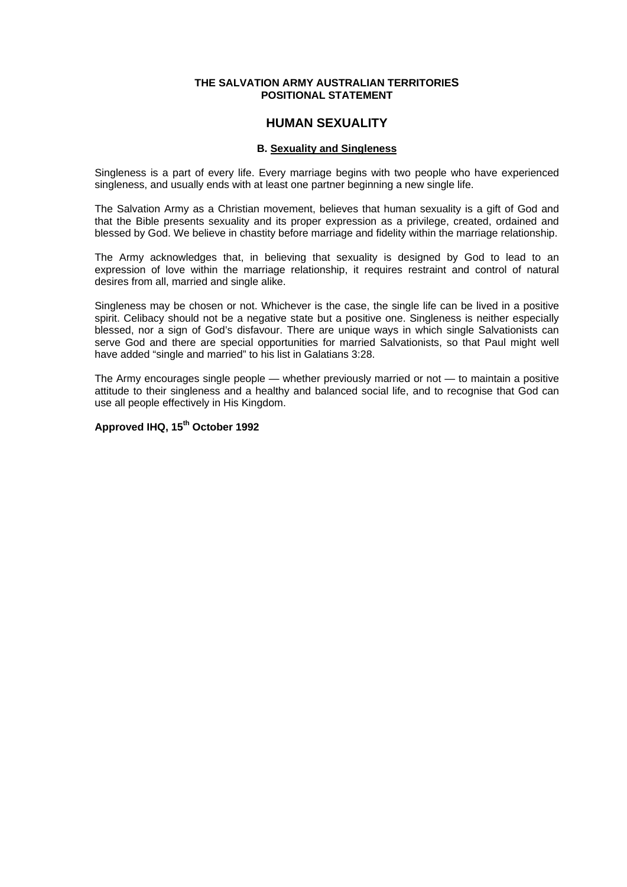**THE SALVATION ARMY AUSTRALIAN TERRITORIES**
**POSITIONAL STATEMENT**

# HUMAN SEXUALITY

## B. Sexuality and Singleness

Singleness is a part of every life. Every marriage begins with two people who have experienced singleness, and usually ends with at least one partner beginning a new single life.

The Salvation Army as a Christian movement, believes that human sexuality is a gift of God and that the Bible presents sexuality and its proper expression as a privilege, created, ordained and blessed by God. We believe in chastity before marriage and fidelity within the marriage relationship.

The Army acknowledges that, in believing that sexuality is designed by God to lead to an expression of love within the marriage relationship, it requires restraint and control of natural desires from all, married and single alike.

Singleness may be chosen or not. Whichever is the case, the single life can be lived in a positive spirit. Celibacy should not be a negative state but a positive one. Singleness is neither especially blessed, nor a sign of God's disfavour. There are unique ways in which single Salvationists can serve God and there are special opportunities for married Salvationists, so that Paul might well have added "single and married" to his list in Galatians 3:28.

The Army encourages single people — whether previously married or not — to maintain a positive attitude to their singleness and a healthy and balanced social life, and to recognise that God can use all people effectively in His Kingdom.

**Approved IHQ, 15th October 1992**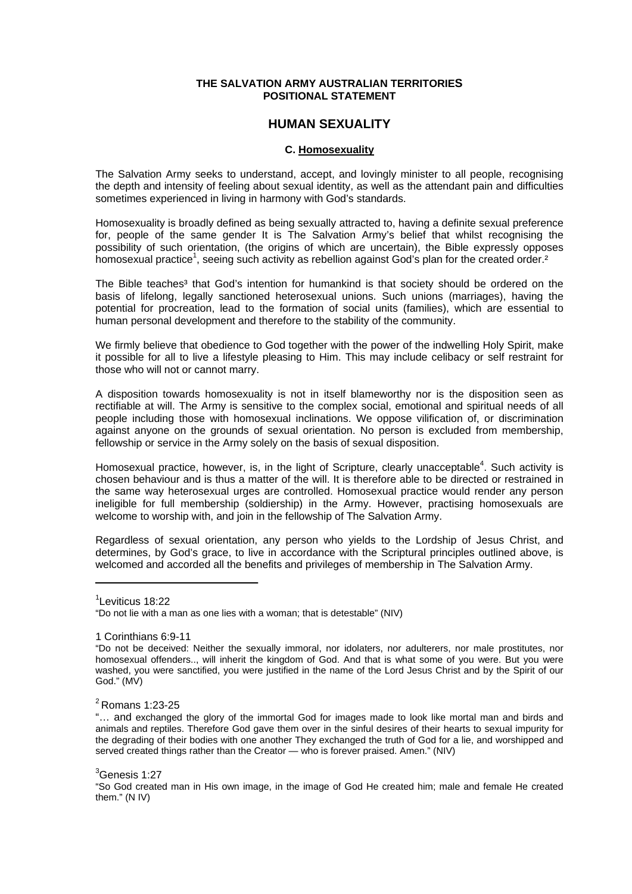**THE SALVATION ARMY AUSTRALIAN TERRITORIES**
**POSITIONAL STATEMENT**

# HUMAN SEXUALITY

## C. Homosexuality

The Salvation Army seeks to understand, accept, and lovingly minister to all people, recognising the depth and intensity of feeling about sexual identity, as well as the attendant pain and difficulties sometimes experienced in living in harmony with God's standards.

Homosexuality is broadly defined as being sexually attracted to, having a definite sexual preference for, people of the same gender It is The Salvation Army's belief that whilst recognising the possibility of such orientation, (the origins of which are uncertain), the Bible expressly opposes homosexual practice[1], seeing such activity as rebellion against God's plan for the created order.[2]

The Bible teaches[3] that God's intention for humankind is that society should be ordered on the basis of lifelong, legally sanctioned heterosexual unions. Such unions (marriages), having the potential for procreation, lead to the formation of social units (families), which are essential to human personal development and therefore to the stability of the community.

We firmly believe that obedience to God together with the power of the indwelling Holy Spirit, make it possible for all to live a lifestyle pleasing to Him. This may include celibacy or self restraint for those who will not or cannot marry.

A disposition towards homosexuality is not in itself blameworthy nor is the disposition seen as rectifiable at will. The Army is sensitive to the complex social, emotional and spiritual needs of all people including those with homosexual inclinations. We oppose vilification of, or discrimination against anyone on the grounds of sexual orientation. No person is excluded from membership, fellowship or service in the Army solely on the basis of sexual disposition.

Homosexual practice, however, is, in the light of Scripture, clearly unacceptable[4]. Such activity is chosen behaviour and is thus a matter of the will. It is therefore able to be directed or restrained in the same way heterosexual urges are controlled. Homosexual practice would render any person ineligible for full membership (soldiership) in the Army. However, practising homosexuals are welcome to worship with, and join in the fellowship of The Salvation Army.

Regardless of sexual orientation, any person who yields to the Lordship of Jesus Christ, and determines, by God's grace, to live in accordance with the Scriptural principles outlined above, is welcomed and accorded all the benefits and privileges of membership in The Salvation Army.

---

[1]Leviticus 18:22
"Do not lie with a man as one lies with a woman; that is detestable" (NIV)

1 Corinthians 6:9-11
"Do not be deceived: Neither the sexually immoral, nor idolaters, nor adulterers, nor male prostitutes, nor homosexual offenders.., will inherit the kingdom of God. And that is what some of you were. But you were washed, you were sanctified, you were justified in the name of the Lord Jesus Christ and by the Spirit of our God." (MV)

[2] Romans 1:23-25
"… and exchanged the glory of the immortal God for images made to look like mortal man and birds and animals and reptiles. Therefore God gave them over in the sinful desires of their hearts to sexual impurity for the degrading of their bodies with one another They exchanged the truth of God for a lie, and worshipped and served created things rather than the Creator — who is forever praised. Amen." (NIV)

[3]Genesis 1:27
"So God created man in His own image, in the image of God He created him; male and female He created them." (N IV)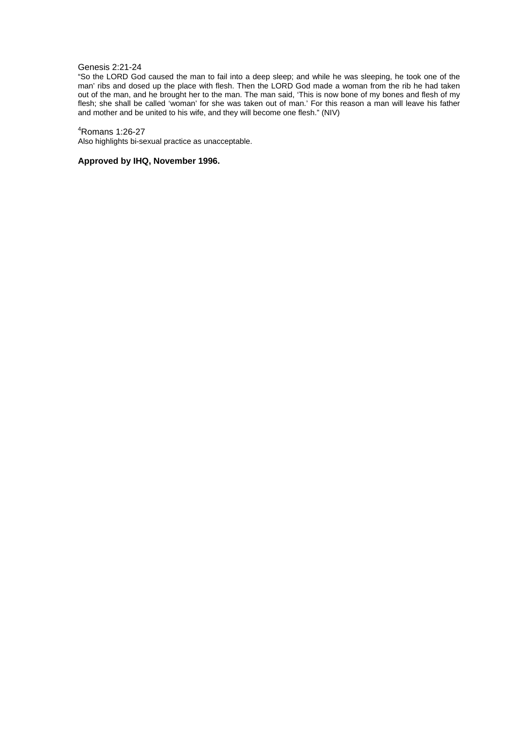Genesis 2:21-24

"So the LORD God caused the man to fail into a deep sleep; and while he was sleeping, he took one of the man' ribs and dosed up the place with flesh. Then the LORD God made a woman from the rib he had taken out of the man, and he brought her to the man. The man said, 'This is now bone of my bones and flesh of my flesh; she shall be called 'woman' for she was taken out of man.' For this reason a man will leave his father and mother and be united to his wife, and they will become one flesh." (NIV)

[4]Romans 1:26-27

Also highlights bi-sexual practice as unacceptable.

**Approved by IHQ, November 1996.**